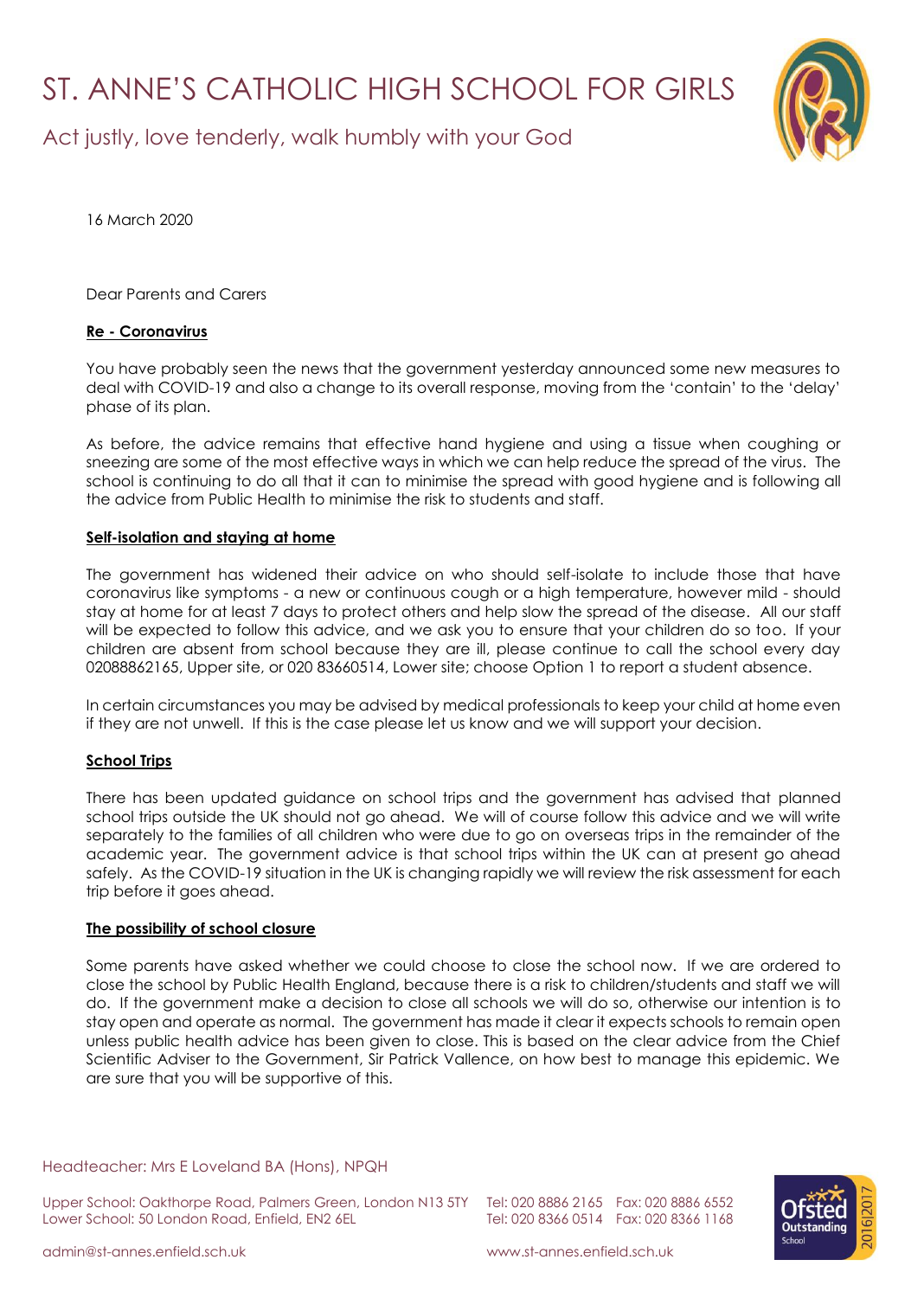# ST. ANNE'S CATHOLIC HIGH SCHOOL FOR GIRLS

Act justly, love tenderly, walk humbly with your God

16 March 2020

Dear Parents and Carers

**Re - Coronavirus**

You have probably seen the news that the government yesterday announced some new measures to deal with COVID-19 and also a change to its overall response, moving from the 'contain' to the 'delay' phase of its plan.

As before, the advice remains that effective hand hygiene and using a tissue when coughing or sneezing are some of the most effective ways in which we can help reduce the spread of the virus. The school is continuing to do all that it can to minimise the spread with good hygiene and is following all the advice from Public Health to minimise the risk to students and staff.

**Self-isolation and staying at home**

The government has widened their advice on who should self-isolate to include those that have coronavirus like symptoms - a new or continuous cough or a high temperature, however mild - should stay at home for at least 7 days to protect others and help slow the spread of the disease. All our staff will be expected to follow this advice, and we ask you to ensure that your children do so too. If your children are absent from school because they are ill, please continue to call the school every day 02088862165, Upper site, or 020 83660514, Lower site; choose Option 1 to report a student absence.

In certain circumstances you may be advised by medical professionals to keep your child at home even if they are not unwell. If this is the case please let us know and we will support your decision.

**School Trips**

There has been updated guidance on school trips and the government has advised that planned school trips outside the UK should not go ahead. We will of course follow this advice and we will write separately to the families of all children who were due to go on overseas trips in the remainder of the academic year. The government advice is that school trips within the UK can at present go ahead safely. As the COVID-19 situation in the UK is changing rapidly we will review the risk assessment for each trip before it goes ahead.

**The possibility of school closure**

Some parents have asked whether we could choose to close the school now. If we are ordered to close the school by Public Health England, because there is a risk to children/students and staff we will do. If the government make a decision to close all schools we will do so, otherwise our intention is to stay open and operate as normal. The government has made it clear it expects schools to remain open unless public health advice has been given to close. This is based on the clear advice from the Chief Scientific Adviser to the Government, Sir Patrick Vallence, on how best to manage this epidemic. We are sure that you will be supportive of this.

Headteacher: Mrs E Loveland BA (Hons), NPQH

Upper School: Oakthorpe Road, Palmers Green, London N13 5TY Tel: 020 8886 2165 Fax: 020 8886 6552
Lower School: 50 London Road, Enfield, EN2 6EL Tel: 020 8366 0514 Fax: 020 8366 1168

admin@st-annes.enfield.sch.uk www.st-annes.enfield.sch.uk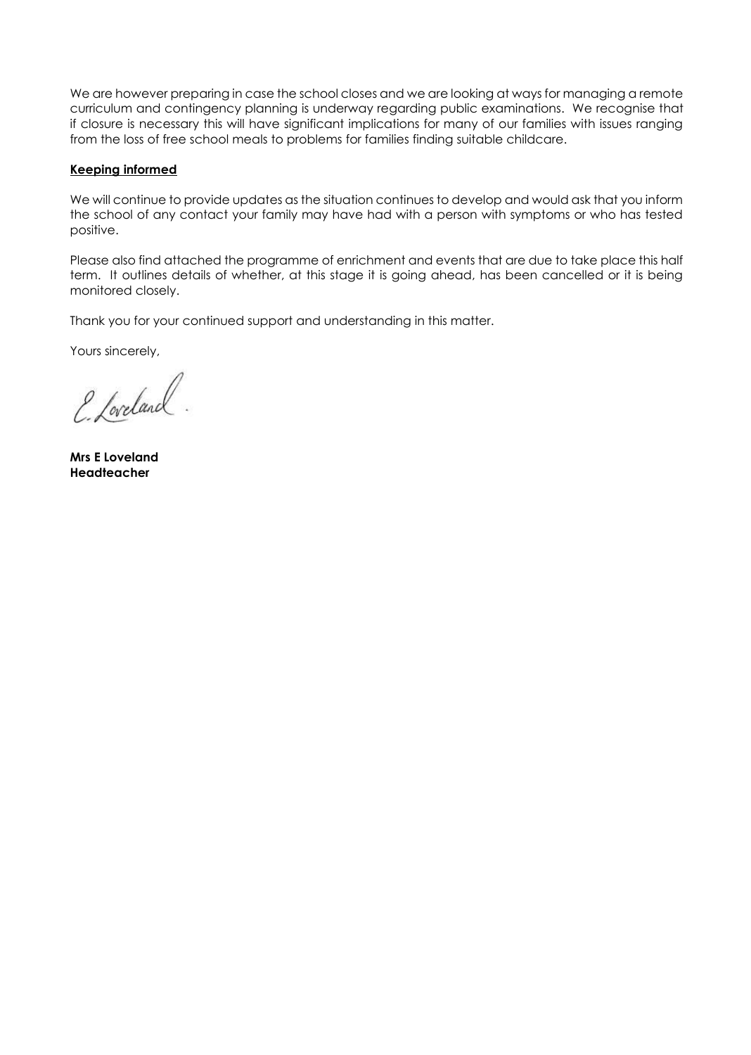We are however preparing in case the school closes and we are looking at ways for managing a remote curriculum and contingency planning is underway regarding public examinations. We recognise that if closure is necessary this will have significant implications for many of our families with issues ranging from the loss of free school meals to problems for families finding suitable childcare.

**Keeping informed**

We will continue to provide updates as the situation continues to develop and would ask that you inform the school of any contact your family may have had with a person with symptoms or who has tested positive.

Please also find attached the programme of enrichment and events that are due to take place this half term. It outlines details of whether, at this stage it is going ahead, has been cancelled or it is being monitored closely.

Thank you for your continued support and understanding in this matter.

Yours sincerely,

E. Loveland.

**Mrs E Loveland**
**Headteacher**